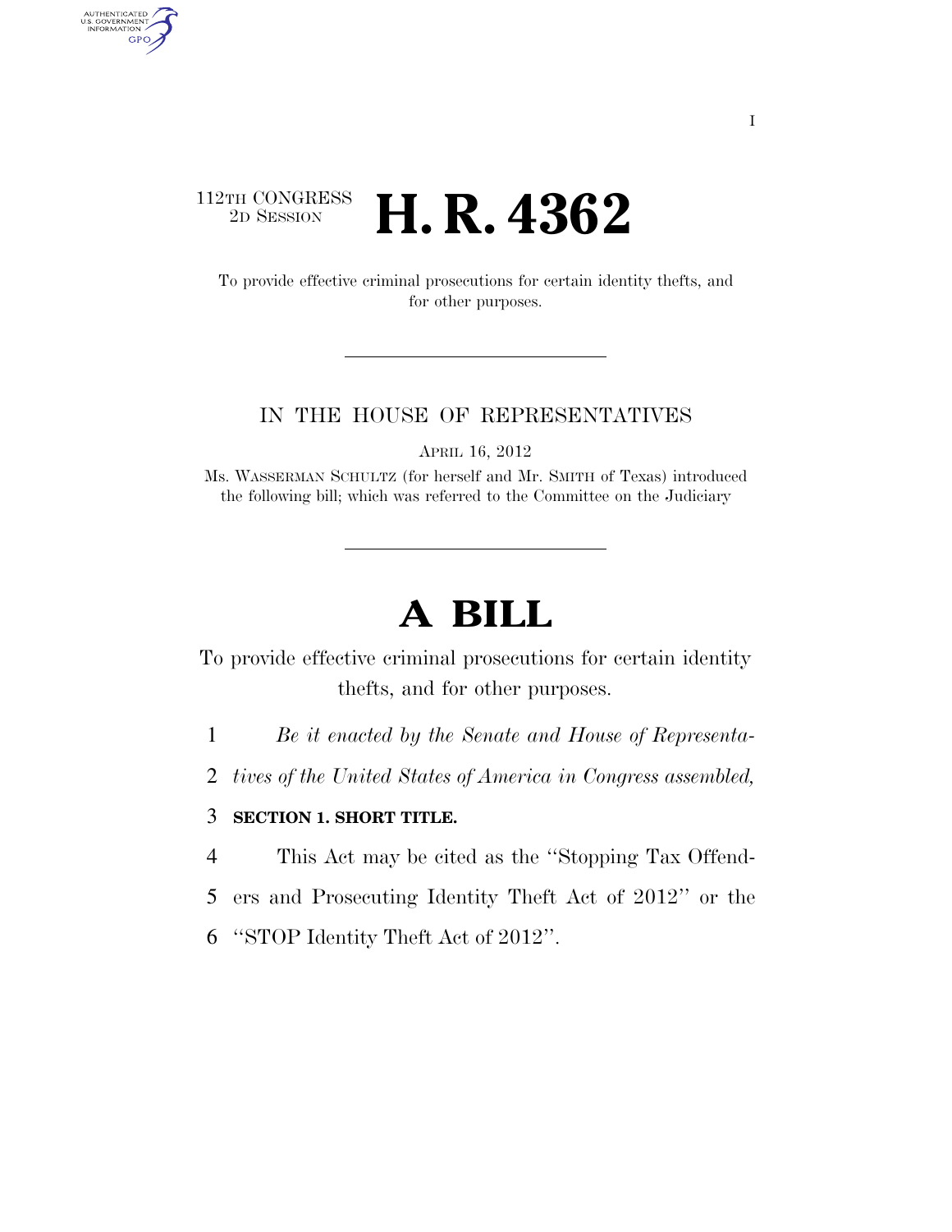112TH CONGRESS
2D SESSION

# H. R. 4362

To provide effective criminal prosecutions for certain identity thefts, and for other purposes.

IN THE HOUSE OF REPRESENTATIVES

APRIL 16, 2012

Ms. WASSERMAN SCHULTZ (for herself and Mr. SMITH of Texas) introduced the following bill; which was referred to the Committee on the Judiciary

# A BILL

To provide effective criminal prosecutions for certain identity thefts, and for other purposes.

1 *Be it enacted by the Senate and House of Representa-*
2 *tives of the United States of America in Congress assembled,*

3 **SECTION 1. SHORT TITLE.**

4 This Act may be cited as the ''Stopping Tax Offend-
5 ers and Prosecuting Identity Theft Act of 2012'' or the
6 ''STOP Identity Theft Act of 2012''.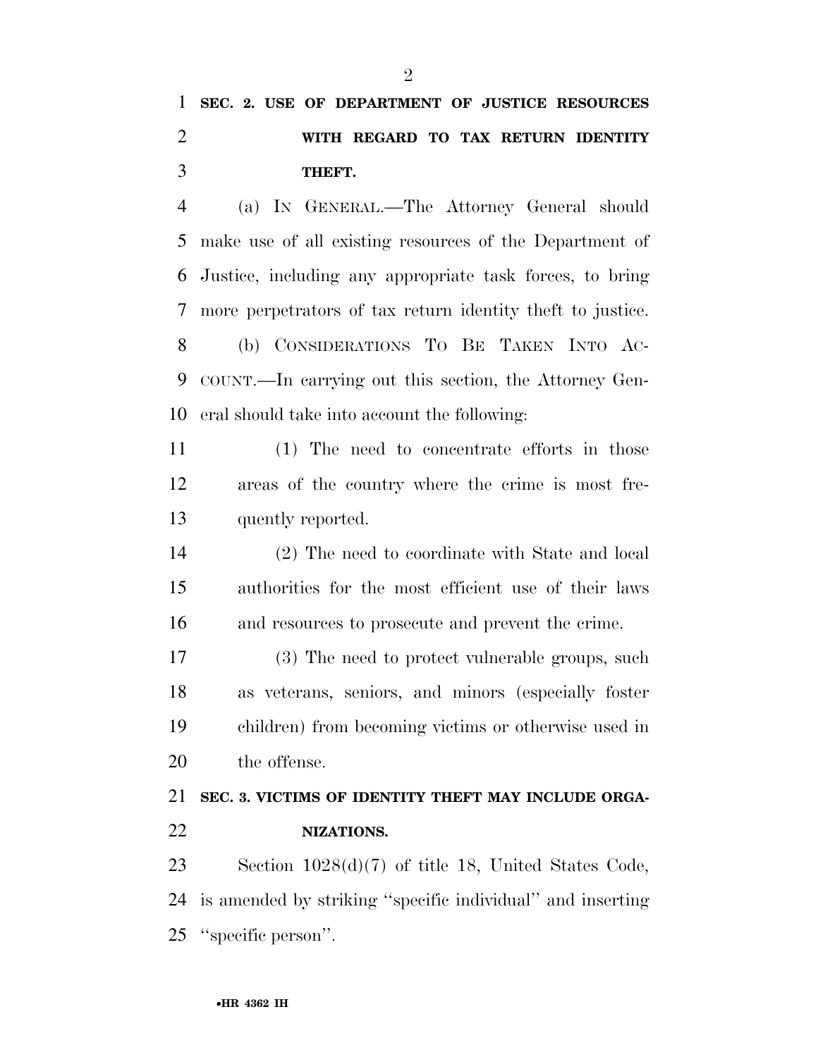## SEC. 2. USE OF DEPARTMENT OF JUSTICE RESOURCES WITH REGARD TO TAX RETURN IDENTITY THEFT.

(a) IN GENERAL.—The Attorney General should make use of all existing resources of the Department of Justice, including any appropriate task forces, to bring more perpetrators of tax return identity theft to justice.

(b) CONSIDERATIONS TO BE TAKEN INTO ACCOUNT.—In carrying out this section, the Attorney General should take into account the following:

(1) The need to concentrate efforts in those areas of the country where the crime is most frequently reported.

(2) The need to coordinate with State and local authorities for the most efficient use of their laws and resources to prosecute and prevent the crime.

(3) The need to protect vulnerable groups, such as veterans, seniors, and minors (especially foster children) from becoming victims or otherwise used in the offense.

## SEC. 3. VICTIMS OF IDENTITY THEFT MAY INCLUDE ORGANIZATIONS.

Section 1028(d)(7) of title 18, United States Code, is amended by striking ''specific individual'' and inserting ''specific person''.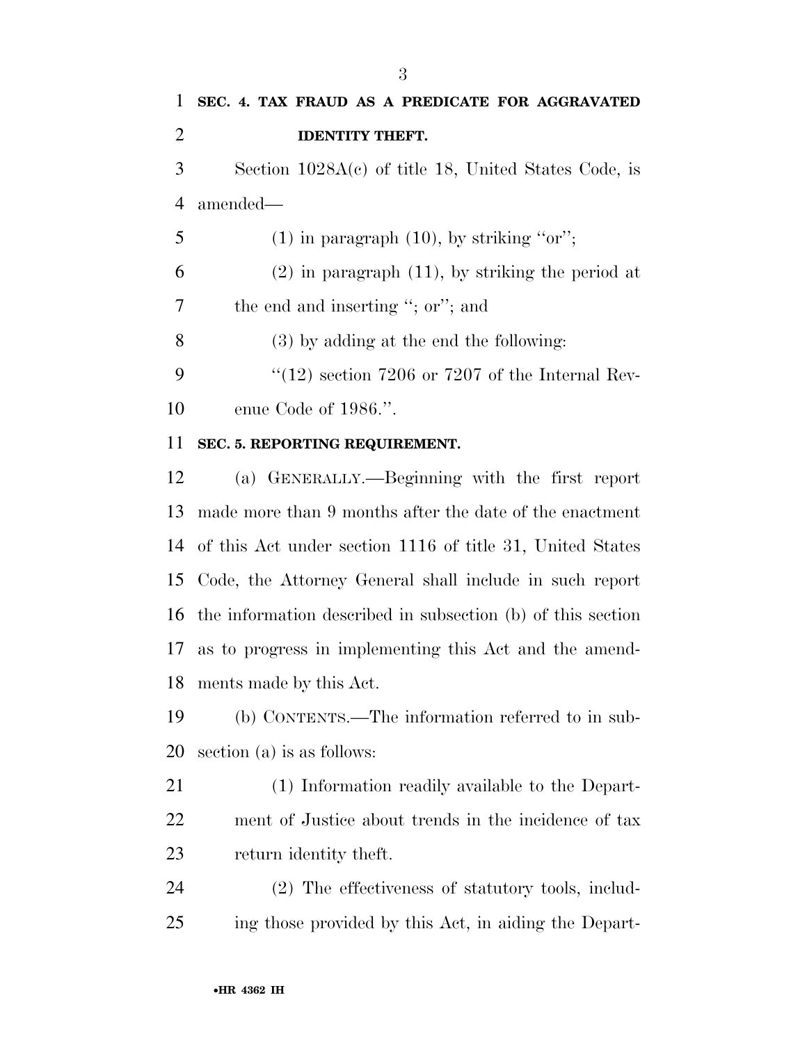**SEC. 4. TAX FRAUD AS A PREDICATE FOR AGGRAVATED IDENTITY THEFT.**

Section 1028A(c) of title 18, United States Code, is amended—

(1) in paragraph (10), by striking ''or'';

(2) in paragraph (11), by striking the period at the end and inserting ''; or''; and

(3) by adding at the end the following:

''(12) section 7206 or 7207 of the Internal Revenue Code of 1986.''.

**SEC. 5. REPORTING REQUIREMENT.**

(a) GENERALLY.—Beginning with the first report made more than 9 months after the date of the enactment of this Act under section 1116 of title 31, United States Code, the Attorney General shall include in such report the information described in subsection (b) of this section as to progress in implementing this Act and the amendments made by this Act.

(b) CONTENTS.—The information referred to in subsection (a) is as follows:

(1) Information readily available to the Department of Justice about trends in the incidence of tax return identity theft.

(2) The effectiveness of statutory tools, including those provided by this Act, in aiding the Depart-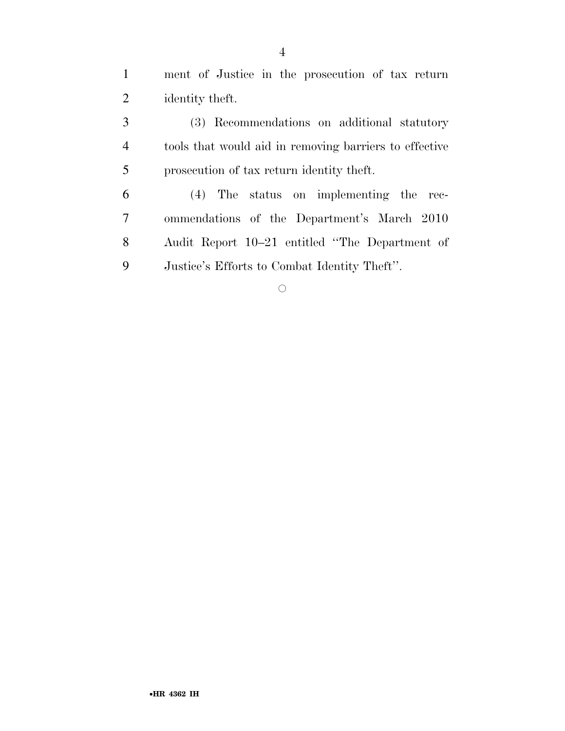ment of Justice in the prosecution of tax return identity theft.

(3) Recommendations on additional statutory tools that would aid in removing barriers to effective prosecution of tax return identity theft.

(4) The status on implementing the recommendations of the Department's March 2010 Audit Report 10–21 entitled ''The Department of Justice's Efforts to Combat Identity Theft''.

○